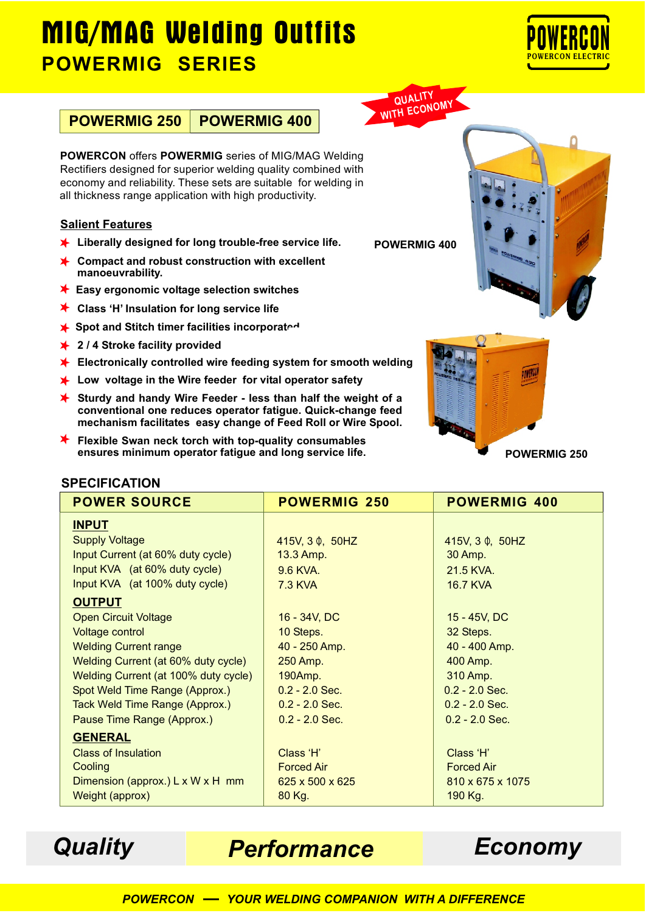# MIG/MAG Welding Outfits

## POWERMIG SERIES

POWERCON
POWERCON ELECTRIC

QUALITY WITH ECONOMY

| POWERMIG 250 | POWERMIG 400 |
|---|---|

**POWERCON** offers **POWERMIG** series of MIG/MAG Welding Rectifiers designed for superior welding quality combined with economy and reliability. These sets are suitable for welding in all thickness range application with high productivity.

### Salient Features

- **Liberally designed for long trouble-free service life.**
- **Compact and robust construction with excellent manoeuvrability.**
- **Easy ergonomic voltage selection switches**
- **Class 'H' Insulation for long service life**
- **Spot and Stitch timer facilities incorporated**
- **2 / 4 Stroke facility provided**
- **Electronically controlled wire feeding system for smooth welding**
- **Low voltage in the Wire feeder for vital operator safety**
- **Sturdy and handy Wire Feeder - less than half the weight of a conventional one reduces operator fatigue. Quick-change feed mechanism facilitates easy change of Feed Roll or Wire Spool.**
- **Flexible Swan neck torch with top-quality consumables ensures minimum operator fatigue and long service life.**

POWERMIG 400

POWERMIG 250

### SPECIFICATION

| POWER SOURCE | POWERMIG 250 | POWERMIG 400 |
|---|---|---|
| **INPUT** | | |
| Supply Voltage | 415V, 3 ϕ, 50HZ | 415V, 3 ϕ, 50HZ |
| Input Current (at 60% duty cycle) | 13.3 Amp. | 30 Amp. |
| Input KVA (at 60% duty cycle) | 9.6 KVA. | 21.5 KVA. |
| Input KVA (at 100% duty cycle) | 7.3 KVA | 16.7 KVA |
| **OUTPUT** | | |
| Open Circuit Voltage | 16 - 34V, DC | 15 - 45V, DC |
| Voltage control | 10 Steps. | 32 Steps. |
| Welding Current range | 40 - 250 Amp. | 40 - 400 Amp. |
| Welding Current (at 60% duty cycle) | 250 Amp. | 400 Amp. |
| Welding Current (at 100% duty cycle) | 190Amp. | 310 Amp. |
| Spot Weld Time Range (Approx.) | 0.2 - 2.0 Sec. | 0.2 - 2.0 Sec. |
| Tack Weld Time Range (Approx.) | 0.2 - 2.0 Sec. | 0.2 - 2.0 Sec. |
| Pause Time Range (Approx.) | 0.2 - 2.0 Sec. | 0.2 - 2.0 Sec. |
| **GENERAL** | | |
| Class of Insulation | Class 'H' | Class 'H' |
| Cooling | Forced Air | Forced Air |
| Dimension (approx.) L x W x H mm | 625 x 500 x 625 | 810 x 675 x 1075 |
| Weight (approx) | 80 Kg. | 190 Kg. |

***Quality*** ***Performance*** ***Economy***

***POWERCON — YOUR WELDING COMPANION WITH A DIFFERENCE***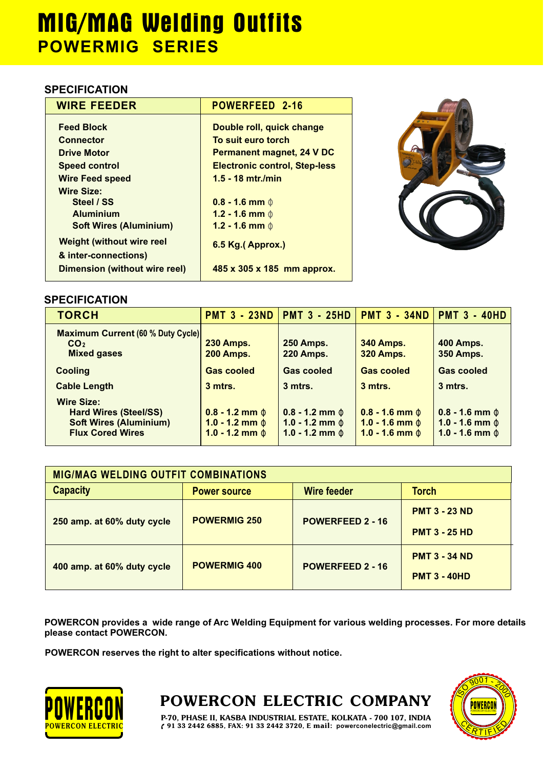# MIG/MAG Welding Outfits
## POWERMIG SERIES

### SPECIFICATION

| WIRE FEEDER | POWERFEED 2-16 |
|---|---|
| Feed Block | Double roll, quick change |
| Connector | To suit euro torch |
| Drive Motor | Permanent magnet, 24 V DC |
| Speed control | Electronic control, Step-less |
| Wire Feed speed | 1.5 - 18 mtr./min |
| Wire Size: | |
| Steel / SS | 0.8 - 1.6 mm ϕ |
| Aluminium | 1.2 - 1.6 mm ϕ |
| Soft Wires (Aluminium) | 1.2 - 1.6 mm ϕ |
| Weight (without wire reel & inter-connections) | 6.5 Kg.( Approx.) |
| Dimension (without wire reel) | 485 x 305 x 185 mm approx. |

### SPECIFICATION

| TORCH | PMT 3 - 23ND | PMT 3 - 25HD | PMT 3 - 34ND | PMT 3 - 40HD |
|---|---|---|---|---|
| Maximum Current (60 % Duty Cycle) | | | | |
| $CO_2$ | 230 Amps. | 250 Amps. | 340 Amps. | 400 Amps. |
| Mixed gases | 200 Amps. | 220 Amps. | 320 Amps. | 350 Amps. |
| Cooling | Gas cooled | Gas cooled | Gas cooled | Gas cooled |
| Cable Length | 3 mtrs. | 3 mtrs. | 3 mtrs. | 3 mtrs. |
| Wire Size: | | | | |
| Hard Wires (Steel/SS) | 0.8 - 1.2 mm ϕ | 0.8 - 1.2 mm ϕ | 0.8 - 1.6 mm ϕ | 0.8 - 1.6 mm ϕ |
| Soft Wires (Aluminium) | 1.0 - 1.2 mm ϕ | 1.0 - 1.2 mm ϕ | 1.0 - 1.6 mm ϕ | 1.0 - 1.6 mm ϕ |
| Flux Cored Wires | 1.0 - 1.2 mm ϕ | 1.0 - 1.2 mm ϕ | 1.0 - 1.6 mm ϕ | 1.0 - 1.6 mm ϕ |

### MIG/MAG WELDING OUTFIT COMBINATIONS

| Capacity | Power source | Wire feeder | Torch |
|---|---|---|---|
| 250 amp. at 60% duty cycle | POWERMIG 250 | POWERFEED 2 - 16 | PMT 3 - 23 ND<br>PMT 3 - 25 HD |
| 400 amp. at 60% duty cycle | POWERMIG 400 | POWERFEED 2 - 16 | PMT 3 - 34 ND<br>PMT 3 - 40HD |

**POWERCON provides a wide range of Arc Welding Equipment for various welding processes. For more details please contact POWERCON.**

**POWERCON reserves the right to alter specifications without notice.**

POWERCON
POWERCON ELECTRIC

**POWERCON ELECTRIC COMPANY**

P-70, PHASE II, KASBA INDUSTRIAL ESTATE, KOLKATA - 700 107, INDIA
91 33 2442 6885, FAX: 91 33 2442 3720, E mail: powerconelectric@gmail.com

ISO 9001 - 2000 CERTIFIED